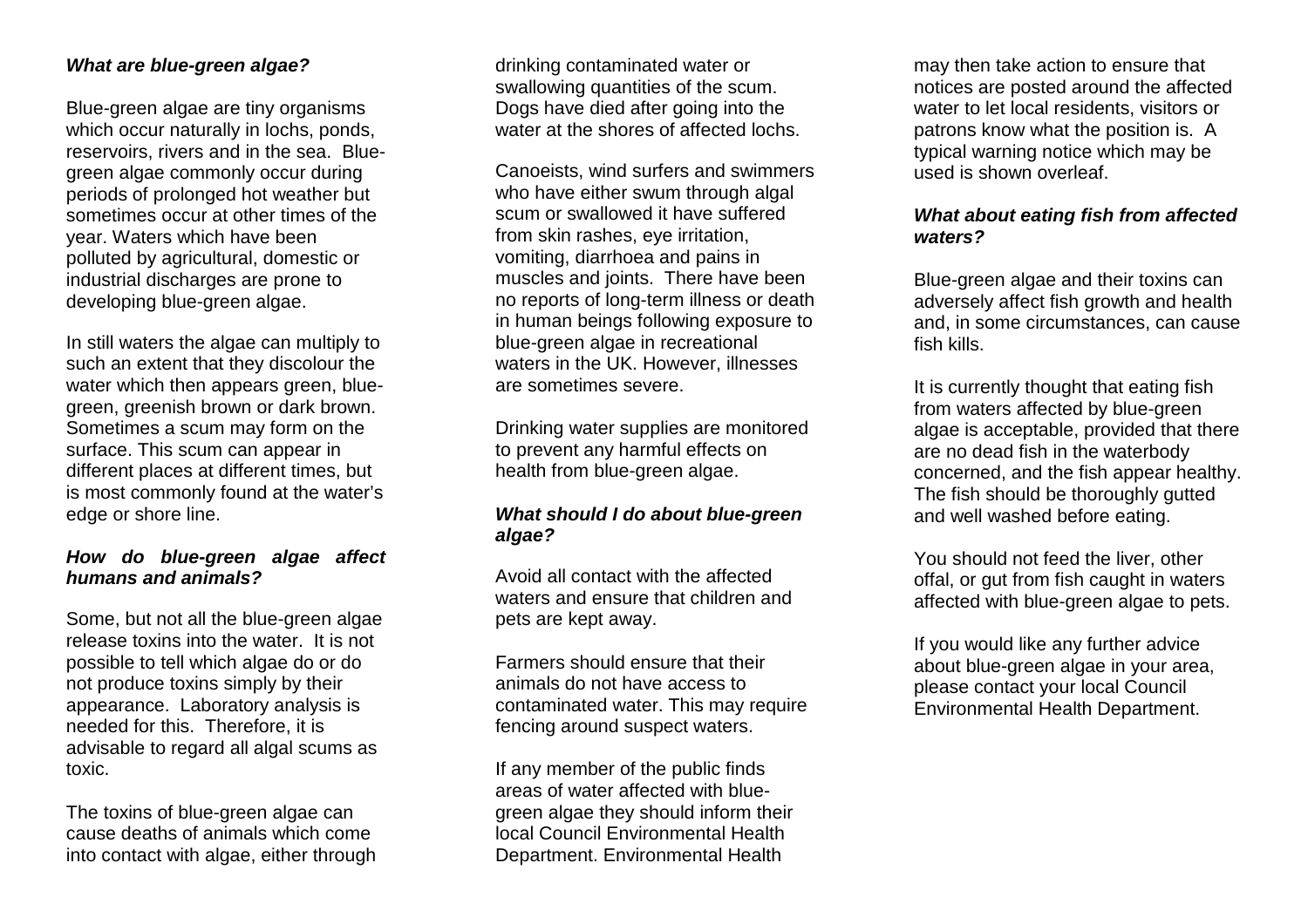### *What are blue-green algae?*

Blue-green algae are tiny organisms which occur naturally in lochs, ponds, reservoirs, rivers and in the sea. Blue-green algae commonly occur during periods of prolonged hot weather but sometimes occur at other times of the year. Waters which have been polluted by agricultural, domestic or industrial discharges are prone to developing blue-green algae.

In still waters the algae can multiply to such an extent that they discolour the water which then appears green, blue-green, greenish brown or dark brown. Sometimes a scum may form on the surface. This scum can appear in different places at different times, but is most commonly found at the water's edge or shore line.

### *How do blue-green algae affect humans and animals?*

Some, but not all the blue-green algae release toxins into the water. It is not possible to tell which algae do or do not produce toxins simply by their appearance. Laboratory analysis is needed for this. Therefore, it is advisable to regard all algal scums as toxic.

The toxins of blue-green algae can cause deaths of animals which come into contact with algae, either through drinking contaminated water or swallowing quantities of the scum. Dogs have died after going into the water at the shores of affected lochs.

Canoeists, wind surfers and swimmers who have either swum through algal scum or swallowed it have suffered from skin rashes, eye irritation, vomiting, diarrhoea and pains in muscles and joints. There have been no reports of long-term illness or death in human beings following exposure to blue-green algae in recreational waters in the UK. However, illnesses are sometimes severe.

Drinking water supplies are monitored to prevent any harmful effects on health from blue-green algae.

### *What should I do about blue-green algae?*

Avoid all contact with the affected waters and ensure that children and pets are kept away.

Farmers should ensure that their animals do not have access to contaminated water. This may require fencing around suspect waters.

If any member of the public finds areas of water affected with blue-green algae they should inform their local Council Environmental Health Department. Environmental Health may then take action to ensure that notices are posted around the affected water to let local residents, visitors or patrons know what the position is. A typical warning notice which may be used is shown overleaf.

### *What about eating fish from affected waters?*

Blue-green algae and their toxins can adversely affect fish growth and health and, in some circumstances, can cause fish kills.

It is currently thought that eating fish from waters affected by blue-green algae is acceptable, provided that there are no dead fish in the waterbody concerned, and the fish appear healthy. The fish should be thoroughly gutted and well washed before eating.

You should not feed the liver, other offal, or gut from fish caught in waters affected with blue-green algae to pets.

If you would like any further advice about blue-green algae in your area, please contact your local Council Environmental Health Department.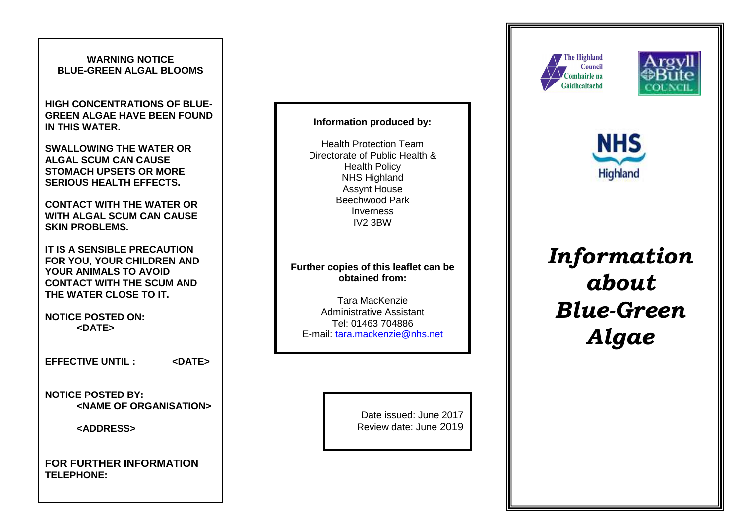**WARNING NOTICE**
**BLUE-GREEN ALGAL BLOOMS**

**HIGH CONCENTRATIONS OF BLUE-GREEN ALGAE HAVE BEEN FOUND IN THIS WATER.**

**SWALLOWING THE WATER OR ALGAL SCUM CAN CAUSE STOMACH UPSETS OR MORE SERIOUS HEALTH EFFECTS.**

**CONTACT WITH THE WATER OR WITH ALGAL SCUM CAN CAUSE SKIN PROBLEMS.**

**IT IS A SENSIBLE PRECAUTION FOR YOU, YOUR CHILDREN AND YOUR ANIMALS TO AVOID CONTACT WITH THE SCUM AND THE WATER CLOSE TO IT.**

**NOTICE POSTED ON:**
**<DATE>**

**EFFECTIVE UNTIL : <DATE>**

**NOTICE POSTED BY:**
**<NAME OF ORGANISATION>**

**<ADDRESS>**

**FOR FURTHER INFORMATION TELEPHONE:**

---

**Information produced by:**

Health Protection Team
Directorate of Public Health & Health Policy
NHS Highland
Assynt House
Beechwood Park
Inverness
IV2 3BW

**Further copies of this leaflet can be obtained from:**

Tara MacKenzie
Administrative Assistant
Tel: 01463 704886
E-mail: tara.mackenzie@nhs.net

Date issued: June 2017
Review date: June 2019

---

The Highland Council
Comhairle na Gàidhealtachd

Argyll & Bute Council

NHS Highland

# *Information about Blue-Green Algae*